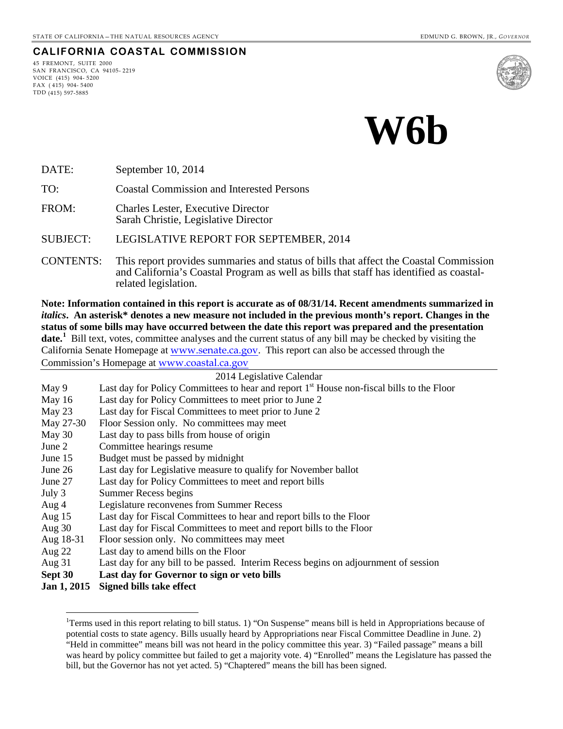STATE OF CALIFORNIA – THE NATURAL RESOURCES AGENCY — EDMUND G. BROWN, JR., *GOVERNOR*

**CALIFORNIA COASTAL COMMISSION**

45 FREMONT, SUITE 2000
SAN FRANCISCO, CA 94105-2219
VOICE (415) 904-5200
FAX (415) 904-5400
TDD (415) 597-5885

# W6b

DATE: September 10, 2014

TO: Coastal Commission and Interested Persons

FROM: Charles Lester, Executive Director
Sarah Christie, Legislative Director

SUBJECT: LEGISLATIVE REPORT FOR SEPTEMBER, 2014

CONTENTS: This report provides summaries and status of bills that affect the Coastal Commission and California's Coastal Program as well as bills that staff has identified as coastal-related legislation.

**Note: Information contained in this report is accurate as of 08/31/14. Recent amendments summarized in *italics*. An asterisk* denotes a new measure not included in the previous month's report. Changes in the status of some bills may have occurred between the date this report was prepared and the presentation date.**[1] Bill text, votes, committee analyses and the current status of any bill may be checked by visiting the California Senate Homepage at www.senate.ca.gov. This report can also be accessed through the Commission's Homepage at www.coastal.ca.gov

| 2014 Legislative Calendar | |
|---|---|
| May 9 | Last day for Policy Committees to hear and report 1st House non-fiscal bills to the Floor |
| May 16 | Last day for Policy Committees to meet prior to June 2 |
| May 23 | Last day for Fiscal Committees to meet prior to June 2 |
| May 27-30 | Floor Session only. No committees may meet |
| May 30 | Last day to pass bills from house of origin |
| June 2 | Committee hearings resume |
| June 15 | Budget must be passed by midnight |
| June 26 | Last day for Legislative measure to qualify for November ballot |
| June 27 | Last day for Policy Committees to meet and report bills |
| July 3 | Summer Recess begins |
| Aug 4 | Legislature reconvenes from Summer Recess |
| Aug 15 | Last day for Fiscal Committees to hear and report bills to the Floor |
| Aug 30 | Last day for Fiscal Committees to meet and report bills to the Floor |
| Aug 18-31 | Floor session only. No committees may meet |
| Aug 22 | Last day to amend bills on the Floor |
| Aug 31 | Last day for any bill to be passed. Interim Recess begins on adjournment of session |
| **Sept 30** | **Last day for Governor to sign or veto bills** |
| **Jan 1, 2015** | **Signed bills take effect** |

[1] Terms used in this report relating to bill status. 1) "On Suspense" means bill is held in Appropriations because of potential costs to state agency. Bills usually heard by Appropriations near Fiscal Committee Deadline in June. 2) "Held in committee" means bill was not heard in the policy committee this year. 3) "Failed passage" means a bill was heard by policy committee but failed to get a majority vote. 4) "Enrolled" means the Legislature has passed the bill, but the Governor has not yet acted. 5) "Chaptered" means the bill has been signed.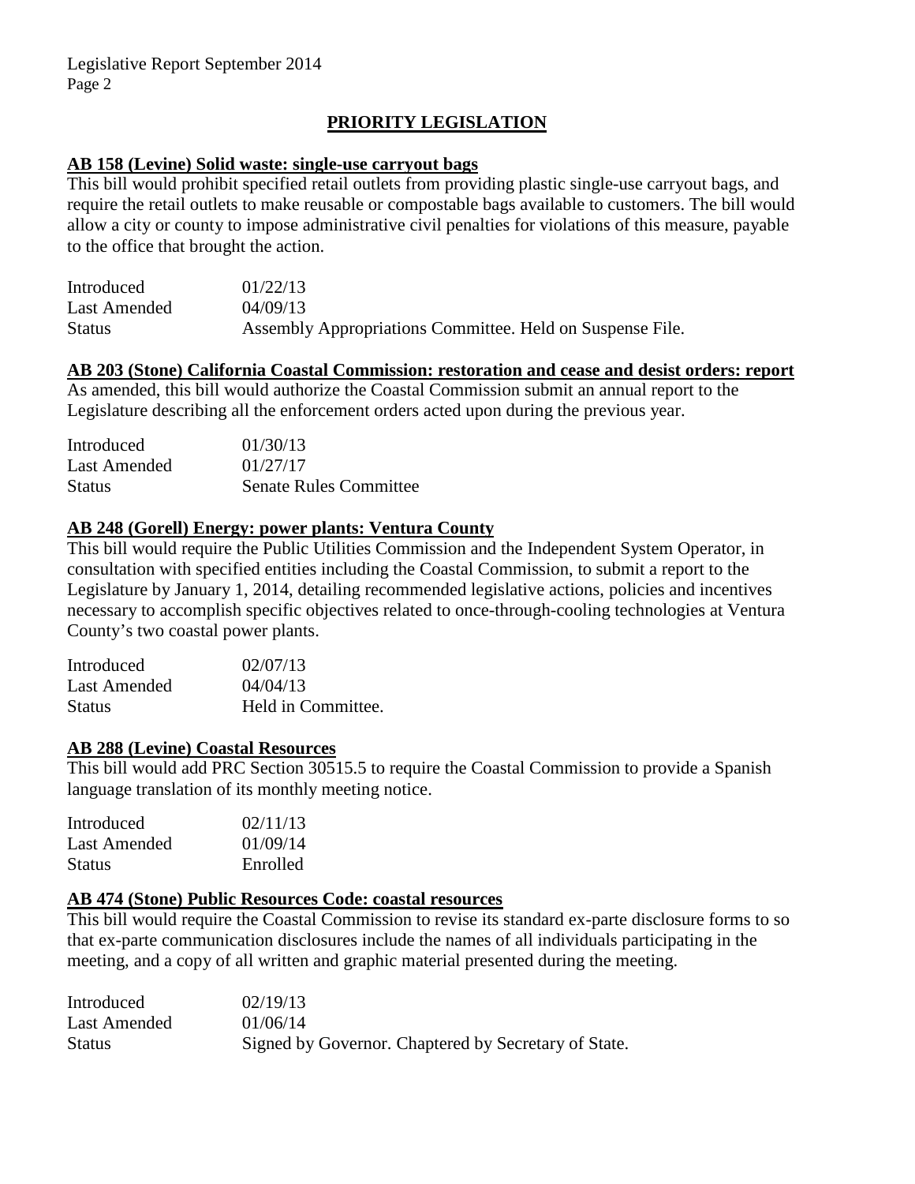## PRIORITY LEGISLATION

**AB 158 (Levine) Solid waste: single-use carryout bags**

This bill would prohibit specified retail outlets from providing plastic single-use carryout bags, and require the retail outlets to make reusable or compostable bags available to customers. The bill would allow a city or county to impose administrative civil penalties for violations of this measure, payable to the office that brought the action.

| | |
|---|---|
| Introduced | 01/22/13 |
| Last Amended | 04/09/13 |
| Status | Assembly Appropriations Committee. Held on Suspense File. |

**AB 203 (Stone) California Coastal Commission: restoration and cease and desist orders: report**

As amended, this bill would authorize the Coastal Commission submit an annual report to the Legislature describing all the enforcement orders acted upon during the previous year.

| | |
|---|---|
| Introduced | 01/30/13 |
| Last Amended | 01/27/17 |
| Status | Senate Rules Committee |

**AB 248 (Gorell) Energy: power plants: Ventura County**

This bill would require the Public Utilities Commission and the Independent System Operator, in consultation with specified entities including the Coastal Commission, to submit a report to the Legislature by January 1, 2014, detailing recommended legislative actions, policies and incentives necessary to accomplish specific objectives related to once-through-cooling technologies at Ventura County's two coastal power plants.

| | |
|---|---|
| Introduced | 02/07/13 |
| Last Amended | 04/04/13 |
| Status | Held in Committee. |

**AB 288 (Levine) Coastal Resources**

This bill would add PRC Section 30515.5 to require the Coastal Commission to provide a Spanish language translation of its monthly meeting notice.

| | |
|---|---|
| Introduced | 02/11/13 |
| Last Amended | 01/09/14 |
| Status | Enrolled |

**AB 474 (Stone) Public Resources Code: coastal resources**

This bill would require the Coastal Commission to revise its standard ex-parte disclosure forms to so that ex-parte communication disclosures include the names of all individuals participating in the meeting, and a copy of all written and graphic material presented during the meeting.

| | |
|---|---|
| Introduced | 02/19/13 |
| Last Amended | 01/06/14 |
| Status | Signed by Governor. Chaptered by Secretary of State. |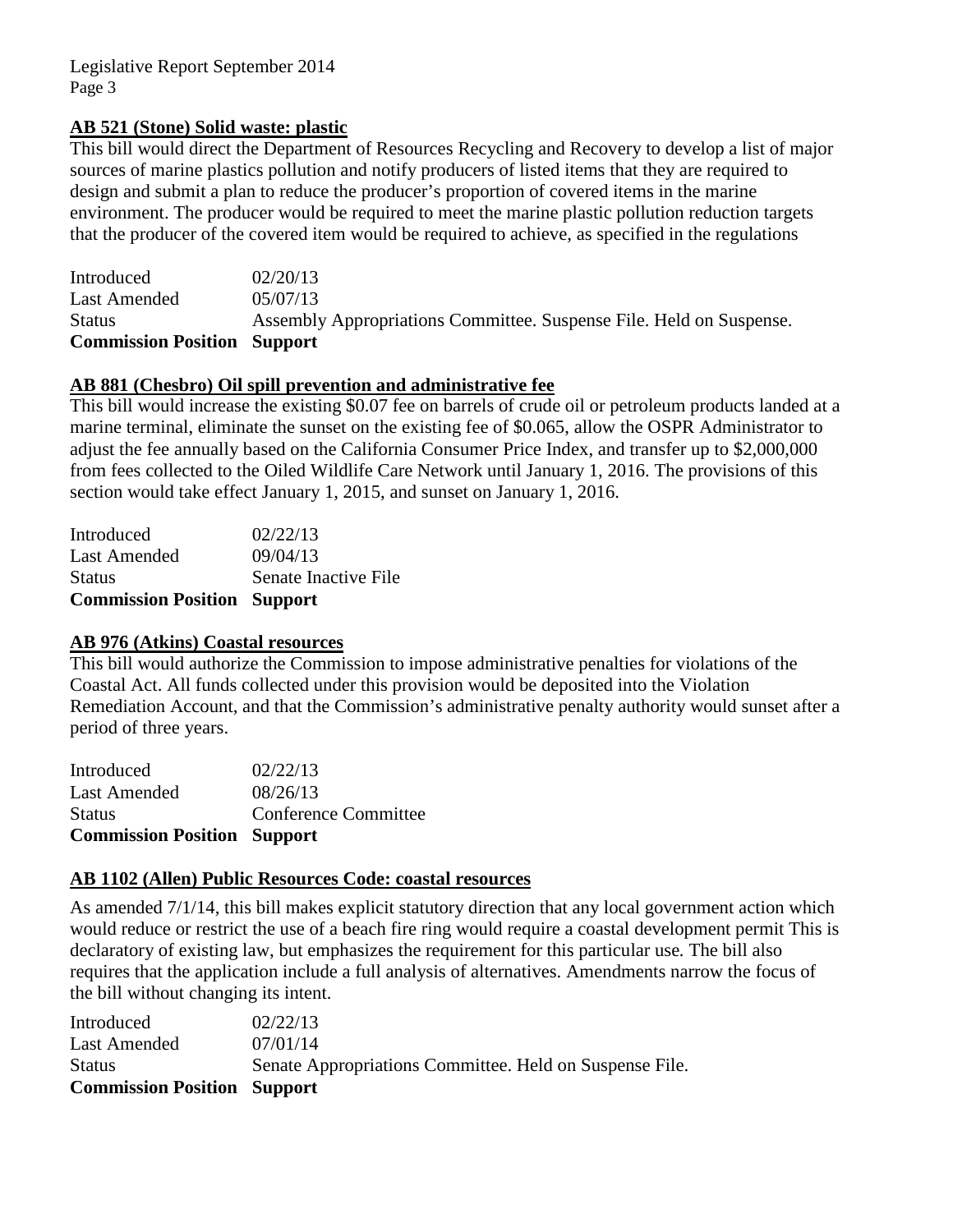## AB 521 (Stone) Solid waste: plastic

This bill would direct the Department of Resources Recycling and Recovery to develop a list of major sources of marine plastics pollution and notify producers of listed items that they are required to design and submit a plan to reduce the producer's proportion of covered items in the marine environment. The producer would be required to meet the marine plastic pollution reduction targets that the producer of the covered item would be required to achieve, as specified in the regulations

Introduced 02/20/13
Last Amended 05/07/13
Status Assembly Appropriations Committee. Suspense File. Held on Suspense.
**Commission Position Support**

## AB 881 (Chesbro) Oil spill prevention and administrative fee

This bill would increase the existing $0.07 fee on barrels of crude oil or petroleum products landed at a marine terminal, eliminate the sunset on the existing fee of $0.065, allow the OSPR Administrator to adjust the fee annually based on the California Consumer Price Index, and transfer up to $2,000,000 from fees collected to the Oiled Wildlife Care Network until January 1, 2016. The provisions of this section would take effect January 1, 2015, and sunset on January 1, 2016.

Introduced 02/22/13
Last Amended 09/04/13
Status Senate Inactive File
**Commission Position Support**

## AB 976 (Atkins) Coastal resources

This bill would authorize the Commission to impose administrative penalties for violations of the Coastal Act. All funds collected under this provision would be deposited into the Violation Remediation Account, and that the Commission's administrative penalty authority would sunset after a period of three years.

Introduced 02/22/13
Last Amended 08/26/13
Status Conference Committee
**Commission Position Support**

## AB 1102 (Allen) Public Resources Code: coastal resources

As amended 7/1/14, this bill makes explicit statutory direction that any local government action which would reduce or restrict the use of a beach fire ring would require a coastal development permit This is declaratory of existing law, but emphasizes the requirement for this particular use. The bill also requires that the application include a full analysis of alternatives. Amendments narrow the focus of the bill without changing its intent.

Introduced 02/22/13
Last Amended 07/01/14
Status Senate Appropriations Committee. Held on Suspense File.
**Commission Position Support**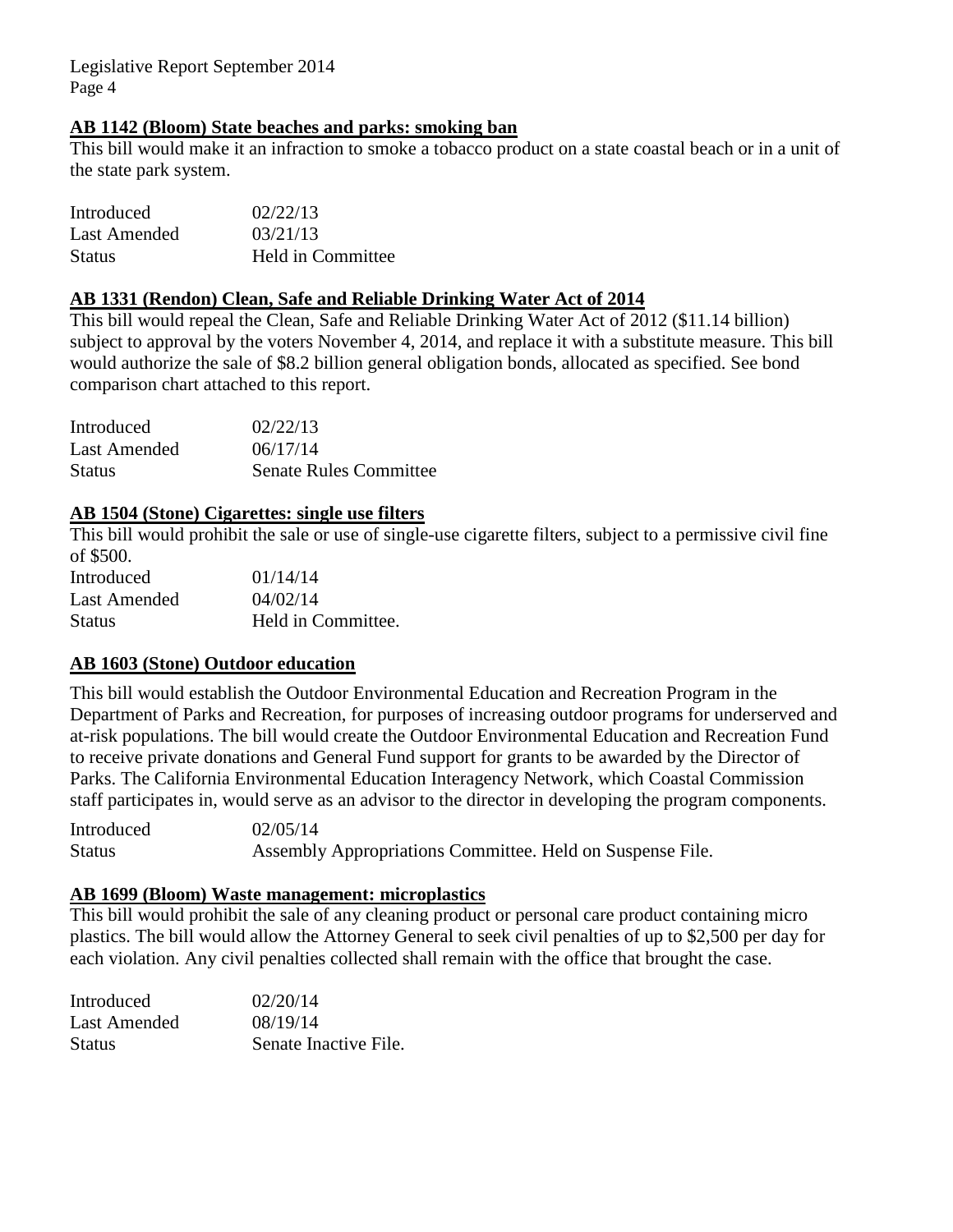**AB 1142 (Bloom) State beaches and parks: smoking ban**

This bill would make it an infraction to smoke a tobacco product on a state coastal beach or in a unit of the state park system.

| | |
|---|---|
| Introduced | 02/22/13 |
| Last Amended | 03/21/13 |
| Status | Held in Committee |

**AB 1331 (Rendon) Clean, Safe and Reliable Drinking Water Act of 2014**

This bill would repeal the Clean, Safe and Reliable Drinking Water Act of 2012 ($11.14 billion) subject to approval by the voters November 4, 2014, and replace it with a substitute measure. This bill would authorize the sale of $8.2 billion general obligation bonds, allocated as specified. See bond comparison chart attached to this report.

| | |
|---|---|
| Introduced | 02/22/13 |
| Last Amended | 06/17/14 |
| Status | Senate Rules Committee |

**AB 1504 (Stone) Cigarettes: single use filters**

This bill would prohibit the sale or use of single-use cigarette filters, subject to a permissive civil fine of $500.

| | |
|---|---|
| Introduced | 01/14/14 |
| Last Amended | 04/02/14 |
| Status | Held in Committee. |

**AB 1603 (Stone) Outdoor education**

This bill would establish the Outdoor Environmental Education and Recreation Program in the Department of Parks and Recreation, for purposes of increasing outdoor programs for underserved and at-risk populations. The bill would create the Outdoor Environmental Education and Recreation Fund to receive private donations and General Fund support for grants to be awarded by the Director of Parks. The California Environmental Education Interagency Network, which Coastal Commission staff participates in, would serve as an advisor to the director in developing the program components.

| | |
|---|---|
| Introduced | 02/05/14 |
| Status | Assembly Appropriations Committee. Held on Suspense File. |

**AB 1699 (Bloom) Waste management: microplastics**

This bill would prohibit the sale of any cleaning product or personal care product containing micro plastics. The bill would allow the Attorney General to seek civil penalties of up to $2,500 per day for each violation. Any civil penalties collected shall remain with the office that brought the case.

| | |
|---|---|
| Introduced | 02/20/14 |
| Last Amended | 08/19/14 |
| Status | Senate Inactive File. |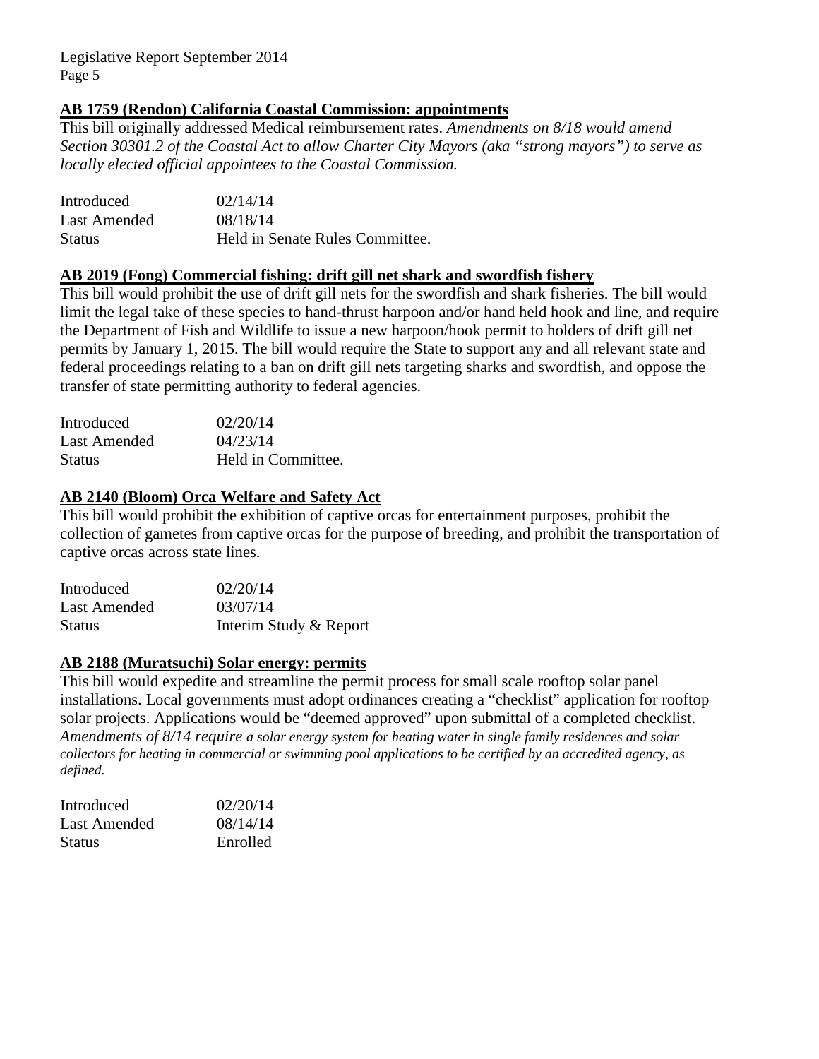### AB 1759 (Rendon) California Coastal Commission: appointments

This bill originally addressed Medical reimbursement rates. *Amendments on 8/18 would amend Section 30301.2 of the Coastal Act to allow Charter City Mayors (aka "strong mayors") to serve as locally elected official appointees to the Coastal Commission.*

| | |
|---|---|
| Introduced | 02/14/14 |
| Last Amended | 08/18/14 |
| Status | Held in Senate Rules Committee. |

### AB 2019 (Fong) Commercial fishing: drift gill net shark and swordfish fishery

This bill would prohibit the use of drift gill nets for the swordfish and shark fisheries. The bill would limit the legal take of these species to hand-thrust harpoon and/or hand held hook and line, and require the Department of Fish and Wildlife to issue a new harpoon/hook permit to holders of drift gill net permits by January 1, 2015. The bill would require the State to support any and all relevant state and federal proceedings relating to a ban on drift gill nets targeting sharks and swordfish, and oppose the transfer of state permitting authority to federal agencies.

| | |
|---|---|
| Introduced | 02/20/14 |
| Last Amended | 04/23/14 |
| Status | Held in Committee. |

### AB 2140 (Bloom) Orca Welfare and Safety Act

This bill would prohibit the exhibition of captive orcas for entertainment purposes, prohibit the collection of gametes from captive orcas for the purpose of breeding, and prohibit the transportation of captive orcas across state lines.

| | |
|---|---|
| Introduced | 02/20/14 |
| Last Amended | 03/07/14 |
| Status | Interim Study & Report |

### AB 2188 (Muratsuchi) Solar energy: permits

This bill would expedite and streamline the permit process for small scale rooftop solar panel installations. Local governments must adopt ordinances creating a "checklist" application for rooftop solar projects. Applications would be "deemed approved" upon submittal of a completed checklist. *Amendments of 8/14 require a solar energy system for heating water in single family residences and solar collectors for heating in commercial or swimming pool applications to be certified by an accredited agency, as defined.*

| | |
|---|---|
| Introduced | 02/20/14 |
| Last Amended | 08/14/14 |
| Status | Enrolled |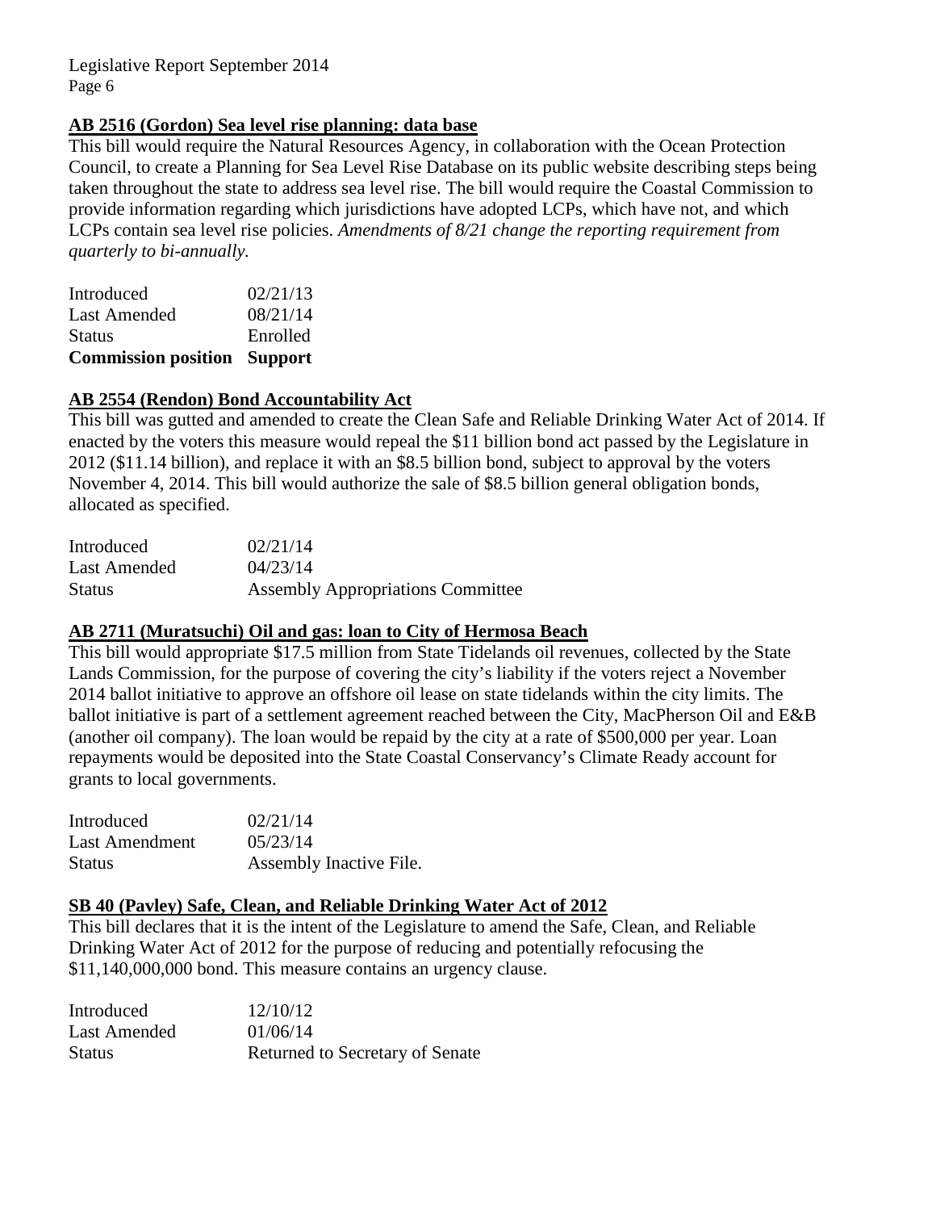### **AB 2516 (Gordon) Sea level rise planning: data base**

This bill would require the Natural Resources Agency, in collaboration with the Ocean Protection Council, to create a Planning for Sea Level Rise Database on its public website describing steps being taken throughout the state to address sea level rise. The bill would require the Coastal Commission to provide information regarding which jurisdictions have adopted LCPs, which have not, and which LCPs contain sea level rise policies. *Amendments of 8/21 change the reporting requirement from quarterly to bi-annually.*

| | |
|---|---|
| Introduced | 02/21/13 |
| Last Amended | 08/21/14 |
| Status | Enrolled |
| **Commission position** | **Support** |

### **AB 2554 (Rendon) Bond Accountability Act**

This bill was gutted and amended to create the Clean Safe and Reliable Drinking Water Act of 2014. If enacted by the voters this measure would repeal the $11 billion bond act passed by the Legislature in 2012 ($11.14 billion), and replace it with an $8.5 billion bond, subject to approval by the voters November 4, 2014. This bill would authorize the sale of $8.5 billion general obligation bonds, allocated as specified.

| | |
|---|---|
| Introduced | 02/21/14 |
| Last Amended | 04/23/14 |
| Status | Assembly Appropriations Committee |

### **AB 2711 (Muratsuchi) Oil and gas: loan to City of Hermosa Beach**

This bill would appropriate $17.5 million from State Tidelands oil revenues, collected by the State Lands Commission, for the purpose of covering the city's liability if the voters reject a November 2014 ballot initiative to approve an offshore oil lease on state tidelands within the city limits. The ballot initiative is part of a settlement agreement reached between the City, MacPherson Oil and E&B (another oil company). The loan would be repaid by the city at a rate of $500,000 per year. Loan repayments would be deposited into the State Coastal Conservancy's Climate Ready account for grants to local governments.

| | |
|---|---|
| Introduced | 02/21/14 |
| Last Amendment | 05/23/14 |
| Status | Assembly Inactive File. |

### **SB 40 (Pavley) Safe, Clean, and Reliable Drinking Water Act of 2012**

This bill declares that it is the intent of the Legislature to amend the Safe, Clean, and Reliable Drinking Water Act of 2012 for the purpose of reducing and potentially refocusing the $11,140,000,000 bond. This measure contains an urgency clause.

| | |
|---|---|
| Introduced | 12/10/12 |
| Last Amended | 01/06/14 |
| Status | Returned to Secretary of Senate |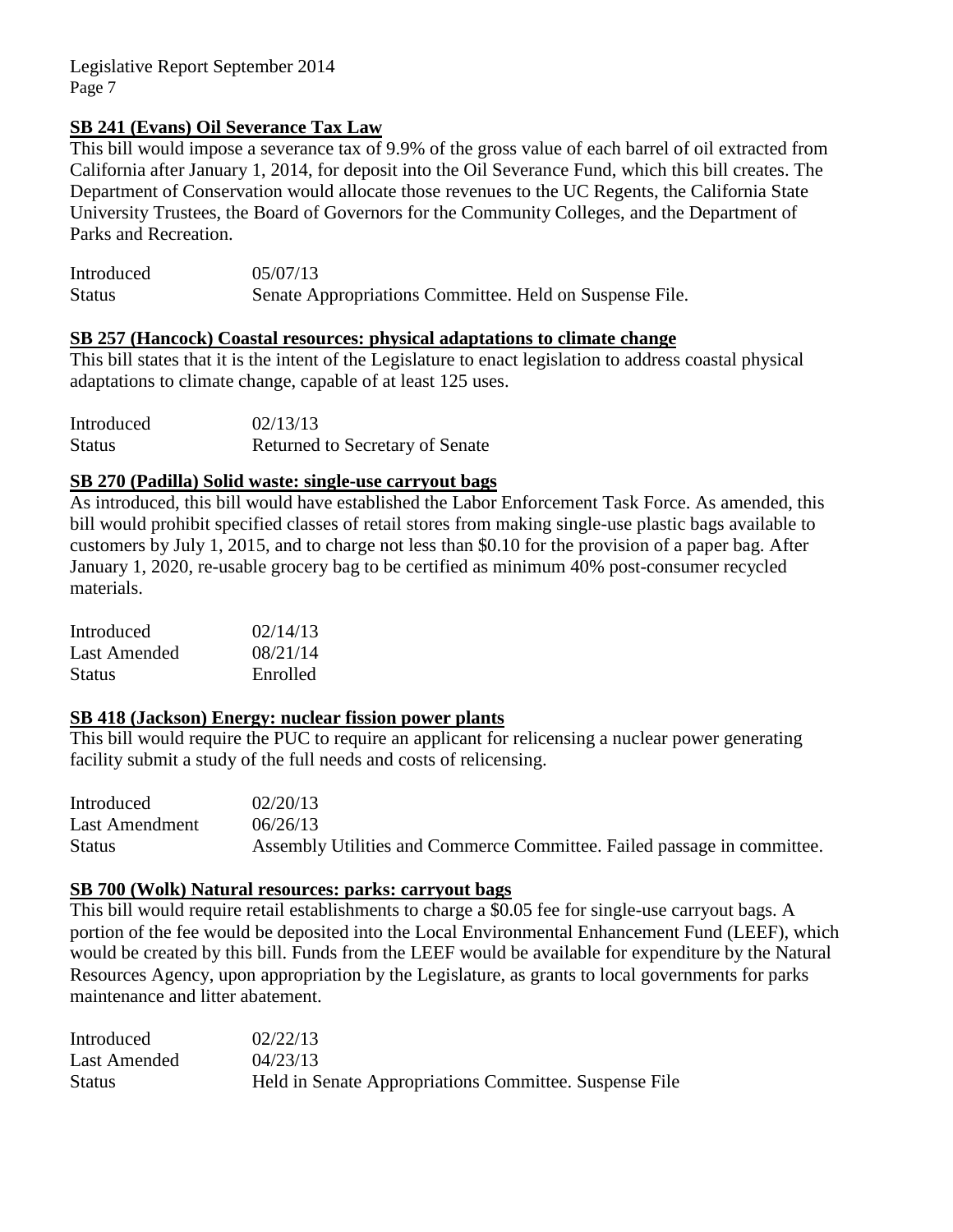**SB 241 (Evans) Oil Severance Tax Law**

This bill would impose a severance tax of 9.9% of the gross value of each barrel of oil extracted from California after January 1, 2014, for deposit into the Oil Severance Fund, which this bill creates. The Department of Conservation would allocate those revenues to the UC Regents, the California State University Trustees, the Board of Governors for the Community Colleges, and the Department of Parks and Recreation.

| | |
|---|---|
| Introduced | 05/07/13 |
| Status | Senate Appropriations Committee. Held on Suspense File. |

**SB 257 (Hancock) Coastal resources: physical adaptations to climate change**

This bill states that it is the intent of the Legislature to enact legislation to address coastal physical adaptations to climate change, capable of at least 125 uses.

| | |
|---|---|
| Introduced | 02/13/13 |
| Status | Returned to Secretary of Senate |

**SB 270 (Padilla) Solid waste: single-use carryout bags**

As introduced, this bill would have established the Labor Enforcement Task Force. As amended, this bill would prohibit specified classes of retail stores from making single-use plastic bags available to customers by July 1, 2015, and to charge not less than $0.10 for the provision of a paper bag. After January 1, 2020, re-usable grocery bag to be certified as minimum 40% post-consumer recycled materials.

| | |
|---|---|
| Introduced | 02/14/13 |
| Last Amended | 08/21/14 |
| Status | Enrolled |

**SB 418 (Jackson) Energy: nuclear fission power plants**

This bill would require the PUC to require an applicant for relicensing a nuclear power generating facility submit a study of the full needs and costs of relicensing.

| | |
|---|---|
| Introduced | 02/20/13 |
| Last Amendment | 06/26/13 |
| Status | Assembly Utilities and Commerce Committee. Failed passage in committee. |

**SB 700 (Wolk) Natural resources: parks: carryout bags**

This bill would require retail establishments to charge a $0.05 fee for single-use carryout bags. A portion of the fee would be deposited into the Local Environmental Enhancement Fund (LEEF), which would be created by this bill. Funds from the LEEF would be available for expenditure by the Natural Resources Agency, upon appropriation by the Legislature, as grants to local governments for parks maintenance and litter abatement.

| | |
|---|---|
| Introduced | 02/22/13 |
| Last Amended | 04/23/13 |
| Status | Held in Senate Appropriations Committee. Suspense File |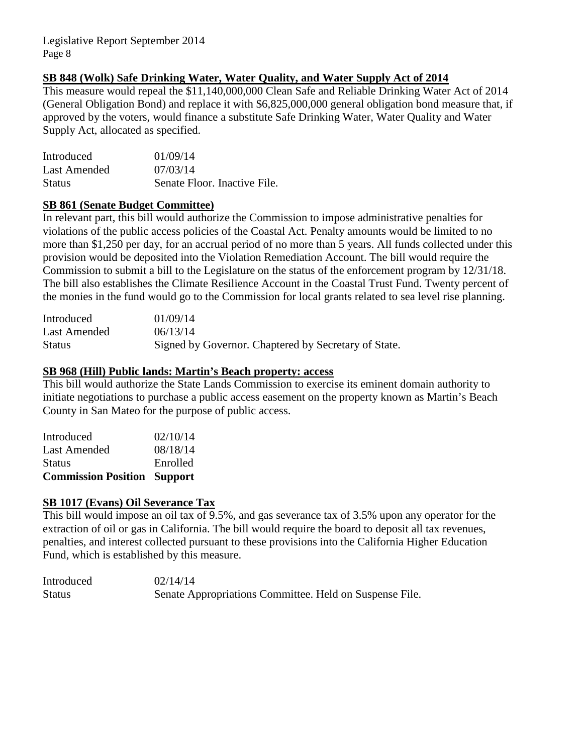**SB 848 (Wolk) Safe Drinking Water, Water Quality, and Water Supply Act of 2014**

This measure would repeal the $11,140,000,000 Clean Safe and Reliable Drinking Water Act of 2014 (General Obligation Bond) and replace it with $6,825,000,000 general obligation bond measure that, if approved by the voters, would finance a substitute Safe Drinking Water, Water Quality and Water Supply Act, allocated as specified.

| | |
|---|---|
| Introduced | 01/09/14 |
| Last Amended | 07/03/14 |
| Status | Senate Floor. Inactive File. |

**SB 861 (Senate Budget Committee)**

In relevant part, this bill would authorize the Commission to impose administrative penalties for violations of the public access policies of the Coastal Act. Penalty amounts would be limited to no more than $1,250 per day, for an accrual period of no more than 5 years. All funds collected under this provision would be deposited into the Violation Remediation Account. The bill would require the Commission to submit a bill to the Legislature on the status of the enforcement program by 12/31/18. The bill also establishes the Climate Resilience Account in the Coastal Trust Fund. Twenty percent of the monies in the fund would go to the Commission for local grants related to sea level rise planning.

| | |
|---|---|
| Introduced | 01/09/14 |
| Last Amended | 06/13/14 |
| Status | Signed by Governor. Chaptered by Secretary of State. |

**SB 968 (Hill) Public lands: Martin's Beach property: access**

This bill would authorize the State Lands Commission to exercise its eminent domain authority to initiate negotiations to purchase a public access easement on the property known as Martin's Beach County in San Mateo for the purpose of public access.

| | |
|---|---|
| Introduced | 02/10/14 |
| Last Amended | 08/18/14 |
| Status | Enrolled |
| **Commission Position** | **Support** |

**SB 1017 (Evans) Oil Severance Tax**

This bill would impose an oil tax of 9.5%, and gas severance tax of 3.5% upon any operator for the extraction of oil or gas in California. The bill would require the board to deposit all tax revenues, penalties, and interest collected pursuant to these provisions into the California Higher Education Fund, which is established by this measure.

| | |
|---|---|
| Introduced | 02/14/14 |
| Status | Senate Appropriations Committee. Held on Suspense File. |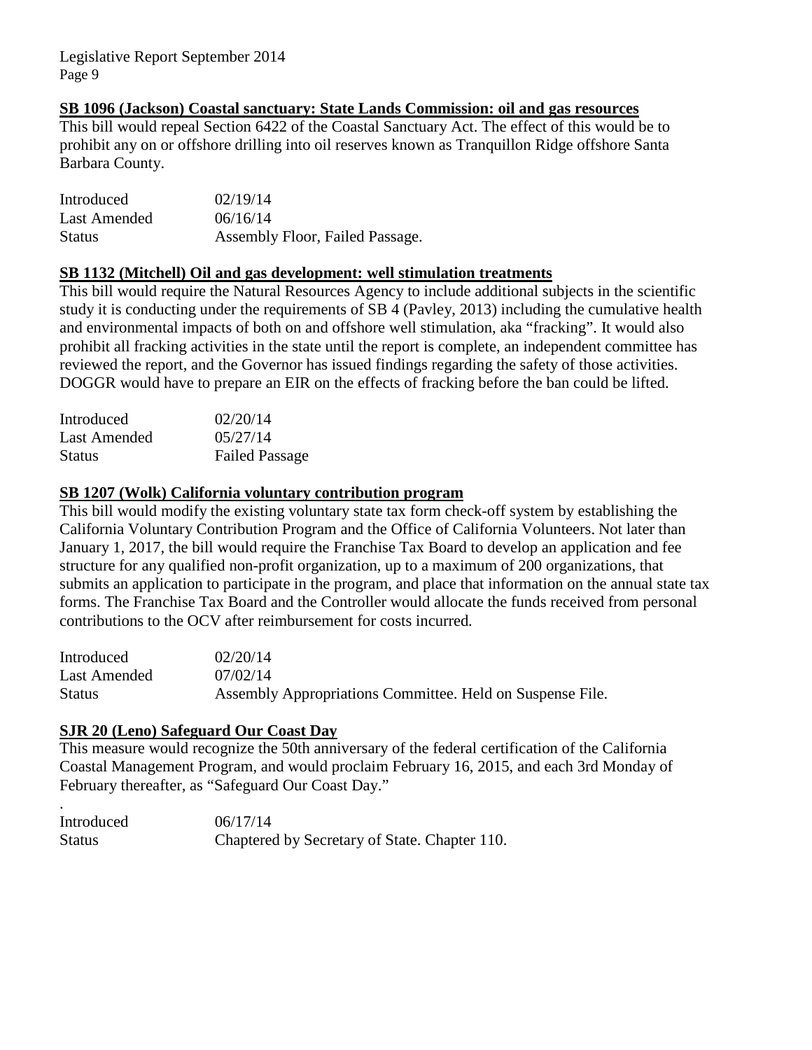**SB 1096 (Jackson) Coastal sanctuary: State Lands Commission: oil and gas resources**

This bill would repeal Section 6422 of the Coastal Sanctuary Act. The effect of this would be to prohibit any on or offshore drilling into oil reserves known as Tranquillon Ridge offshore Santa Barbara County.

| | |
|---|---|
| Introduced | 02/19/14 |
| Last Amended | 06/16/14 |
| Status | Assembly Floor, Failed Passage. |

**SB 1132 (Mitchell) Oil and gas development: well stimulation treatments**

This bill would require the Natural Resources Agency to include additional subjects in the scientific study it is conducting under the requirements of SB 4 (Pavley, 2013) including the cumulative health and environmental impacts of both on and offshore well stimulation, aka "fracking". It would also prohibit all fracking activities in the state until the report is complete, an independent committee has reviewed the report, and the Governor has issued findings regarding the safety of those activities. DOGGR would have to prepare an EIR on the effects of fracking before the ban could be lifted.

| | |
|---|---|
| Introduced | 02/20/14 |
| Last Amended | 05/27/14 |
| Status | Failed Passage |

**SB 1207 (Wolk) California voluntary contribution program**

This bill would modify the existing voluntary state tax form check-off system by establishing the California Voluntary Contribution Program and the Office of California Volunteers. Not later than January 1, 2017, the bill would require the Franchise Tax Board to develop an application and fee structure for any qualified non-profit organization, up to a maximum of 200 organizations, that submits an application to participate in the program, and place that information on the annual state tax forms. The Franchise Tax Board and the Controller would allocate the funds received from personal contributions to the OCV after reimbursement for costs incurred.

| | |
|---|---|
| Introduced | 02/20/14 |
| Last Amended | 07/02/14 |
| Status | Assembly Appropriations Committee. Held on Suspense File. |

**SJR 20 (Leno) Safeguard Our Coast Day**

This measure would recognize the 50th anniversary of the federal certification of the California Coastal Management Program, and would proclaim February 16, 2015, and each 3rd Monday of February thereafter, as "Safeguard Our Coast Day."

.

| | |
|---|---|
| Introduced | 06/17/14 |
| Status | Chaptered by Secretary of State. Chapter 110. |